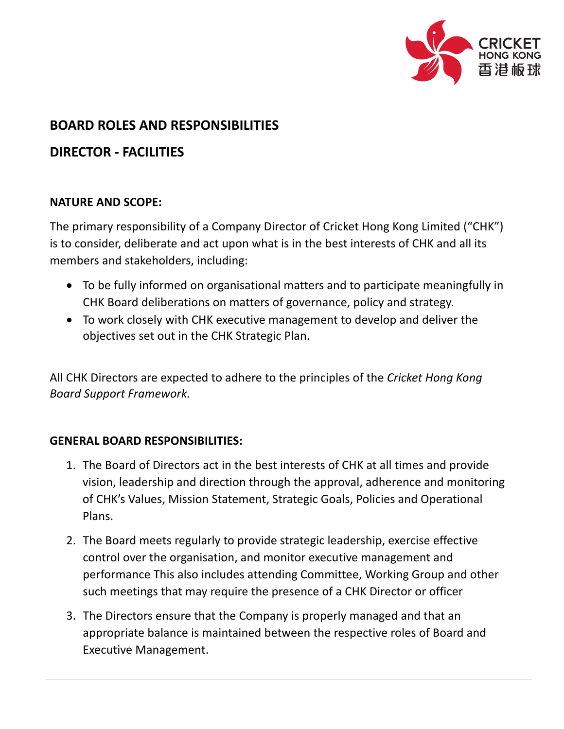# BOARD ROLES AND RESPONSIBILITIES

## DIRECTOR - FACILITIES

### NATURE AND SCOPE:

The primary responsibility of a Company Director of Cricket Hong Kong Limited ("CHK") is to consider, deliberate and act upon what is in the best interests of CHK and all its members and stakeholders, including:

- To be fully informed on organisational matters and to participate meaningfully in CHK Board deliberations on matters of governance, policy and strategy.
- To work closely with CHK executive management to develop and deliver the objectives set out in the CHK Strategic Plan.

All CHK Directors are expected to adhere to the principles of the *Cricket Hong Kong Board Support Framework.*

### GENERAL BOARD RESPONSIBILITIES:

1. The Board of Directors act in the best interests of CHK at all times and provide vision, leadership and direction through the approval, adherence and monitoring of CHK's Values, Mission Statement, Strategic Goals, Policies and Operational Plans.
2. The Board meets regularly to provide strategic leadership, exercise effective control over the organisation, and monitor executive management and performance This also includes attending Committee, Working Group and other such meetings that may require the presence of a CHK Director or officer
3. The Directors ensure that the Company is properly managed and that an appropriate balance is maintained between the respective roles of Board and Executive Management.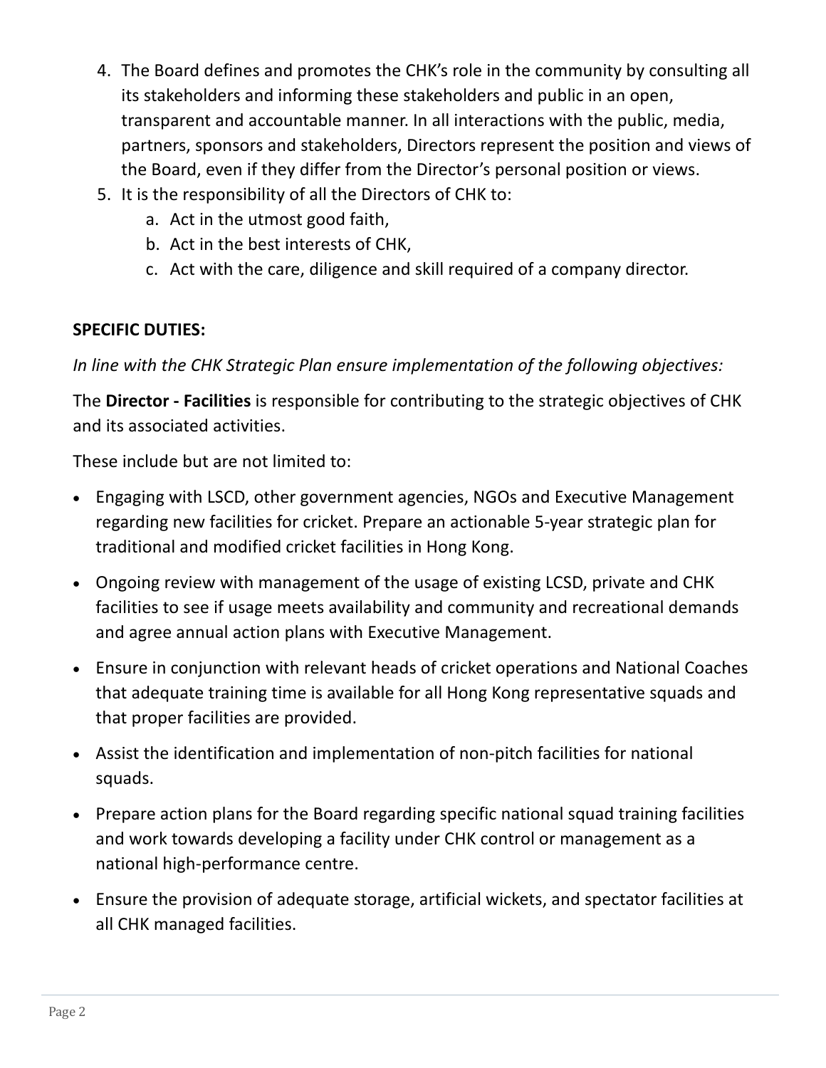4. The Board defines and promotes the CHK's role in the community by consulting all its stakeholders and informing these stakeholders and public in an open, transparent and accountable manner. In all interactions with the public, media, partners, sponsors and stakeholders, Directors represent the position and views of the Board, even if they differ from the Director's personal position or views.
5. It is the responsibility of all the Directors of CHK to:
   a. Act in the utmost good faith,
   b. Act in the best interests of CHK,
   c. Act with the care, diligence and skill required of a company director.

**SPECIFIC DUTIES:**

*In line with the CHK Strategic Plan ensure implementation of the following objectives:*

The **Director - Facilities** is responsible for contributing to the strategic objectives of CHK and its associated activities.

These include but are not limited to:

- Engaging with LSCD, other government agencies, NGOs and Executive Management regarding new facilities for cricket. Prepare an actionable 5-year strategic plan for traditional and modified cricket facilities in Hong Kong.
- Ongoing review with management of the usage of existing LCSD, private and CHK facilities to see if usage meets availability and community and recreational demands and agree annual action plans with Executive Management.
- Ensure in conjunction with relevant heads of cricket operations and National Coaches that adequate training time is available for all Hong Kong representative squads and that proper facilities are provided.
- Assist the identification and implementation of non-pitch facilities for national squads.
- Prepare action plans for the Board regarding specific national squad training facilities and work towards developing a facility under CHK control or management as a national high-performance centre.
- Ensure the provision of adequate storage, artificial wickets, and spectator facilities at all CHK managed facilities.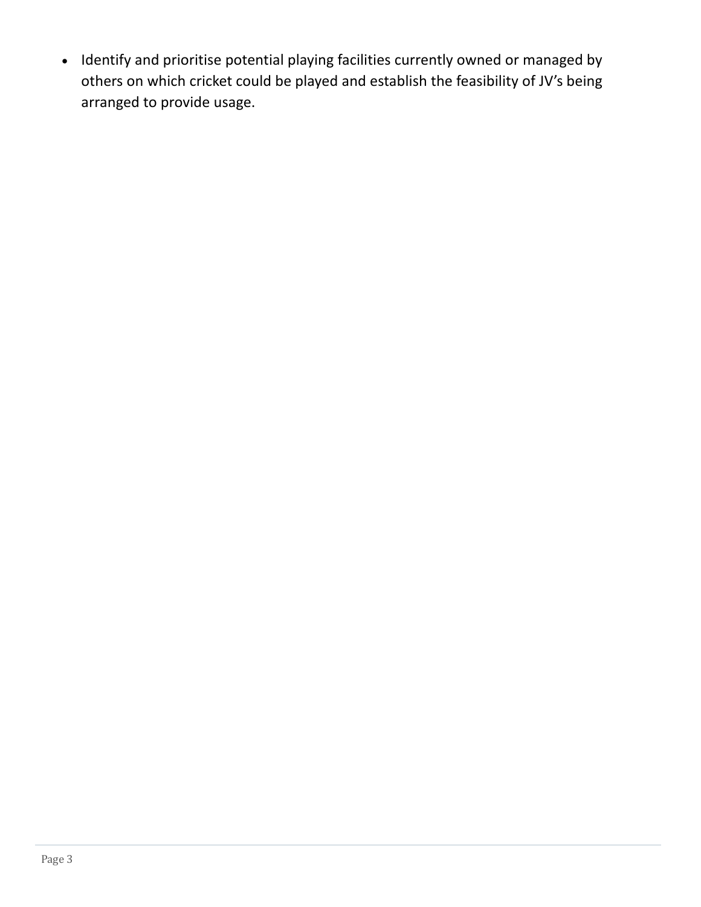- Identify and prioritise potential playing facilities currently owned or managed by others on which cricket could be played and establish the feasibility of JV's being arranged to provide usage.